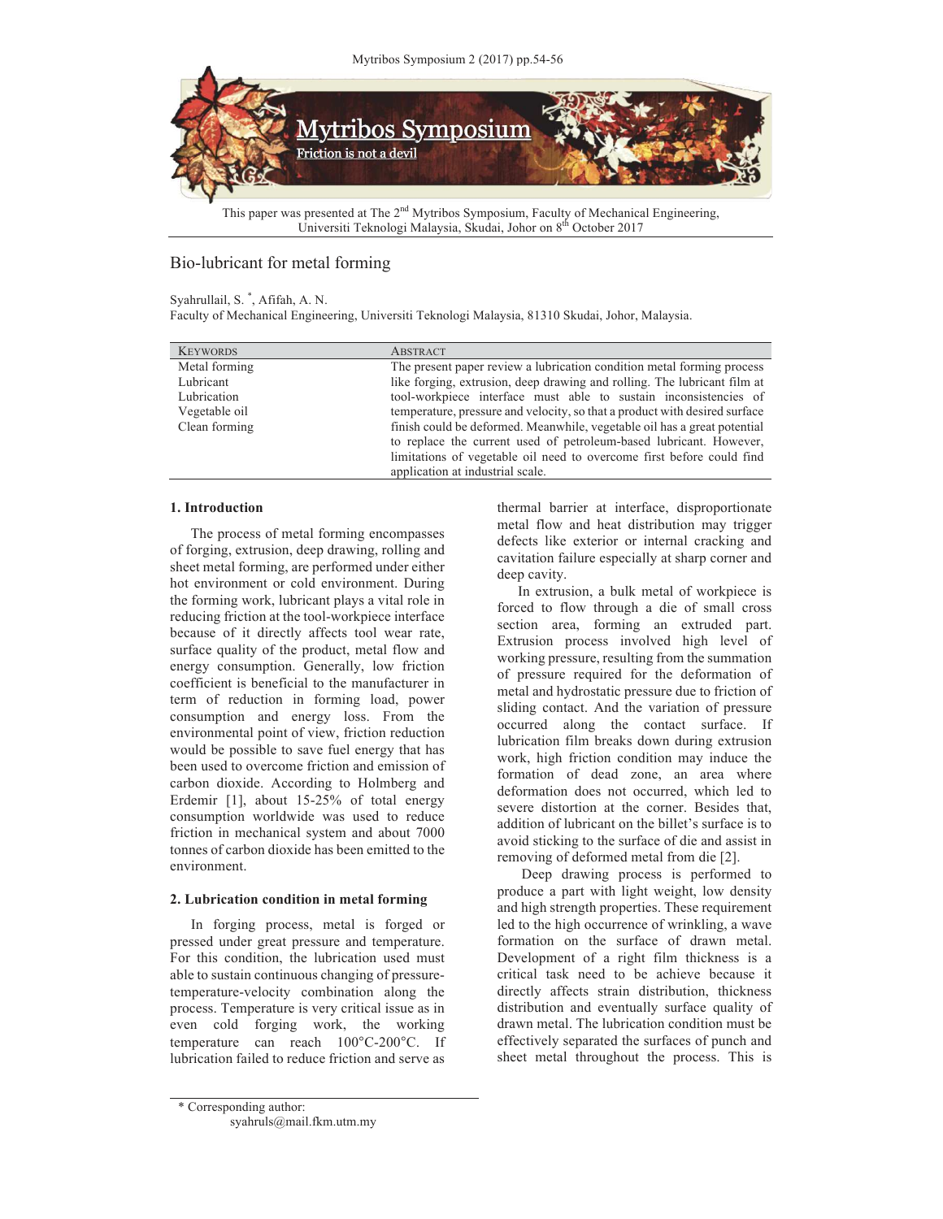This paper was presented at The 2nd Mytribos Symposium, Faculty of Mechanical Engineering, Universiti Teknologi Malaysia, Skudai, Johor on 8th October 2017

# Bio-lubricant for metal forming

Syahrullail, S. *, Afifah, A. N.

Faculty of Mechanical Engineering, Universiti Teknologi Malaysia, 81310 Skudai, Johor, Malaysia.

| KEYWORDS | ABSTRACT |
| --- | --- |
| Metal forming<br>Lubricant<br>Lubrication<br>Vegetable oil<br>Clean forming | The present paper review a lubrication condition metal forming process like forging, extrusion, deep drawing and rolling. The lubricant film at tool-workpiece interface must able to sustain inconsistencies of temperature, pressure and velocity, so that a product with desired surface finish could be deformed. Meanwhile, vegetable oil has a great potential to replace the current used of petroleum-based lubricant. However, limitations of vegetable oil need to overcome first before could find application at industrial scale. |

## 1. Introduction

The process of metal forming encompasses of forging, extrusion, deep drawing, rolling and sheet metal forming, are performed under either hot environment or cold environment. During the forming work, lubricant plays a vital role in reducing friction at the tool-workpiece interface because of it directly affects tool wear rate, surface quality of the product, metal flow and energy consumption. Generally, low friction coefficient is beneficial to the manufacturer in term of reduction in forming load, power consumption and energy loss. From the environmental point of view, friction reduction would be possible to save fuel energy that has been used to overcome friction and emission of carbon dioxide. According to Holmberg and Erdemir [1], about 15-25% of total energy consumption worldwide was used to reduce friction in mechanical system and about 7000 tonnes of carbon dioxide has been emitted to the environment.

## 2. Lubrication condition in metal forming

In forging process, metal is forged or pressed under great pressure and temperature. For this condition, the lubrication used must able to sustain continuous changing of pressure-temperature-velocity combination along the process. Temperature is very critical issue as in even cold forging work, the working temperature can reach 100°C-200°C. If lubrication failed to reduce friction and serve as thermal barrier at interface, disproportionate metal flow and heat distribution may trigger defects like exterior or internal cracking and cavitation failure especially at sharp corner and deep cavity.

In extrusion, a bulk metal of workpiece is forced to flow through a die of small cross section area, forming an extruded part. Extrusion process involved high level of working pressure, resulting from the summation of pressure required for the deformation of metal and hydrostatic pressure due to friction of sliding contact. And the variation of pressure occurred along the contact surface. If lubrication film breaks down during extrusion work, high friction condition may induce the formation of dead zone, an area where deformation does not occurred, which led to severe distortion at the corner. Besides that, addition of lubricant on the billet's surface is to avoid sticking to the surface of die and assist in removing of deformed metal from die [2].

Deep drawing process is performed to produce a part with light weight, low density and high strength properties. These requirement led to the high occurrence of wrinkling, a wave formation on the surface of drawn metal. Development of a right film thickness is a critical task need to be achieve because it directly affects strain distribution, thickness distribution and eventually surface quality of drawn metal. The lubrication condition must be effectively separated the surfaces of punch and sheet metal throughout the process. This is

* Corresponding author: syahruls@mail.fkm.utm.my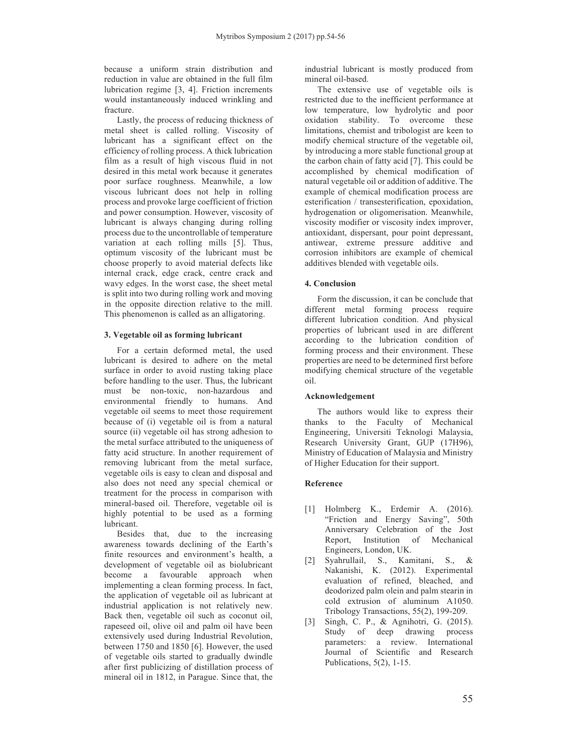because a uniform strain distribution and reduction in value are obtained in the full film lubrication regime [3, 4]. Friction increments would instantaneously induced wrinkling and fracture.

Lastly, the process of reducing thickness of metal sheet is called rolling. Viscosity of lubricant has a significant effect on the efficiency of rolling process. A thick lubrication film as a result of high viscous fluid in not desired in this metal work because it generates poor surface roughness. Meanwhile, a low viscous lubricant does not help in rolling process and provoke large coefficient of friction and power consumption. However, viscosity of lubricant is always changing during rolling process due to the uncontrollable of temperature variation at each rolling mills [5]. Thus, optimum viscosity of the lubricant must be choose properly to avoid material defects like internal crack, edge crack, centre crack and wavy edges. In the worst case, the sheet metal is split into two during rolling work and moving in the opposite direction relative to the mill. This phenomenon is called as an alligatoring.

### 3. Vegetable oil as forming lubricant

For a certain deformed metal, the used lubricant is desired to adhere on the metal surface in order to avoid rusting taking place before handling to the user. Thus, the lubricant must be non-toxic, non-hazardous and environmental friendly to humans. And vegetable oil seems to meet those requirement because of (i) vegetable oil is from a natural source (ii) vegetable oil has strong adhesion to the metal surface attributed to the uniqueness of fatty acid structure. In another requirement of removing lubricant from the metal surface, vegetable oils is easy to clean and disposal and also does not need any special chemical or treatment for the process in comparison with mineral-based oil. Therefore, vegetable oil is highly potential to be used as a forming lubricant.

Besides that, due to the increasing awareness towards declining of the Earth's finite resources and environment's health, a development of vegetable oil as biolubricant become a favourable approach when implementing a clean forming process. In fact, the application of vegetable oil as lubricant at industrial application is not relatively new. Back then, vegetable oil such as coconut oil, rapeseed oil, olive oil and palm oil have been extensively used during Industrial Revolution, between 1750 and 1850 [6]. However, the used of vegetable oils started to gradually dwindle after first publicizing of distillation process of mineral oil in 1812, in Parague. Since that, the industrial lubricant is mostly produced from mineral oil-based.

The extensive use of vegetable oils is restricted due to the inefficient performance at low temperature, low hydrolytic and poor oxidation stability. To overcome these limitations, chemist and tribologist are keen to modify chemical structure of the vegetable oil, by introducing a more stable functional group at the carbon chain of fatty acid [7]. This could be accomplished by chemical modification of natural vegetable oil or addition of additive. The example of chemical modification process are esterification / transesterification, epoxidation, hydrogenation or oligomerisation. Meanwhile, viscosity modifier or viscosity index improver, antioxidant, dispersant, pour point depressant, antiwear, extreme pressure additive and corrosion inhibitors are example of chemical additives blended with vegetable oils.

### 4. Conclusion

Form the discussion, it can be conclude that different metal forming process require different lubrication condition. And physical properties of lubricant used in are different according to the lubrication condition of forming process and their environment. These properties are need to be determined first before modifying chemical structure of the vegetable oil.

### Acknowledgement

The authors would like to express their thanks to the Faculty of Mechanical Engineering, Universiti Teknologi Malaysia, Research University Grant, GUP (17H96), Ministry of Education of Malaysia and Ministry of Higher Education for their support.

### Reference

[1] Holmberg K., Erdemir A. (2016). "Friction and Energy Saving", 50th Anniversary Celebration of the Jost Report, Institution of Mechanical Engineers, London, UK.

[2] Syahrullail, S., Kamitani, S., & Nakanishi, K. (2012). Experimental evaluation of refined, bleached, and deodorized palm olein and palm stearin in cold extrusion of aluminum A1050. Tribology Transactions, 55(2), 199-209.

[3] Singh, C. P., & Agnihotri, G. (2015). Study of deep drawing process parameters: a review. International Journal of Scientific and Research Publications, 5(2), 1-15.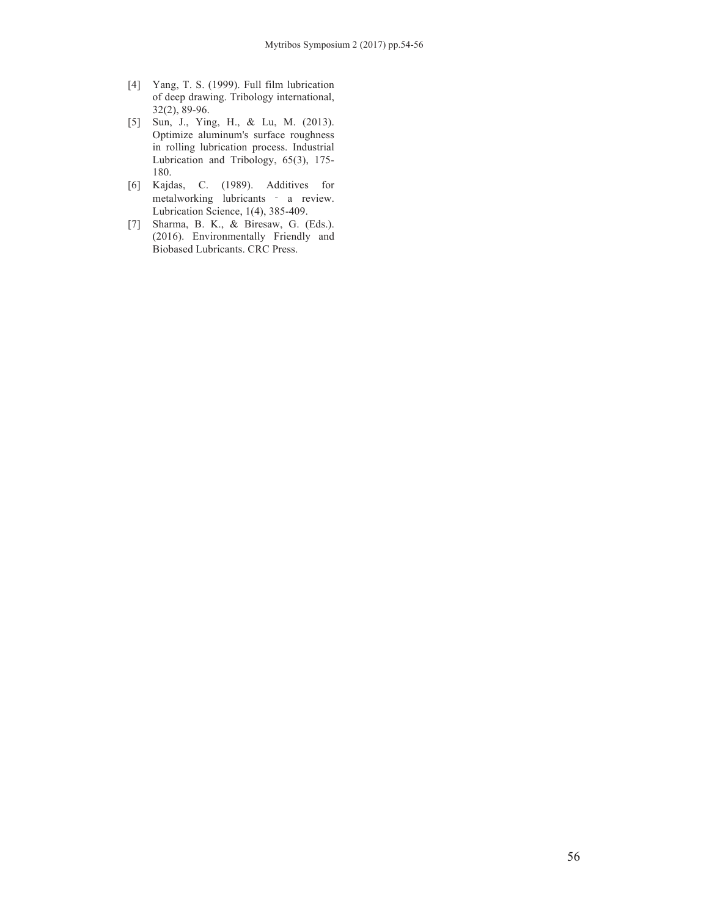[4] Yang, T. S. (1999). Full film lubrication of deep drawing. Tribology international, 32(2), 89-96.

[5] Sun, J., Ying, H., & Lu, M. (2013). Optimize aluminum's surface roughness in rolling lubrication process. Industrial Lubrication and Tribology, 65(3), 175-180.

[6] Kajdas, C. (1989). Additives for metalworking lubricants ‐ a review. Lubrication Science, 1(4), 385-409.

[7] Sharma, B. K., & Biresaw, G. (Eds.). (2016). Environmentally Friendly and Biobased Lubricants. CRC Press.